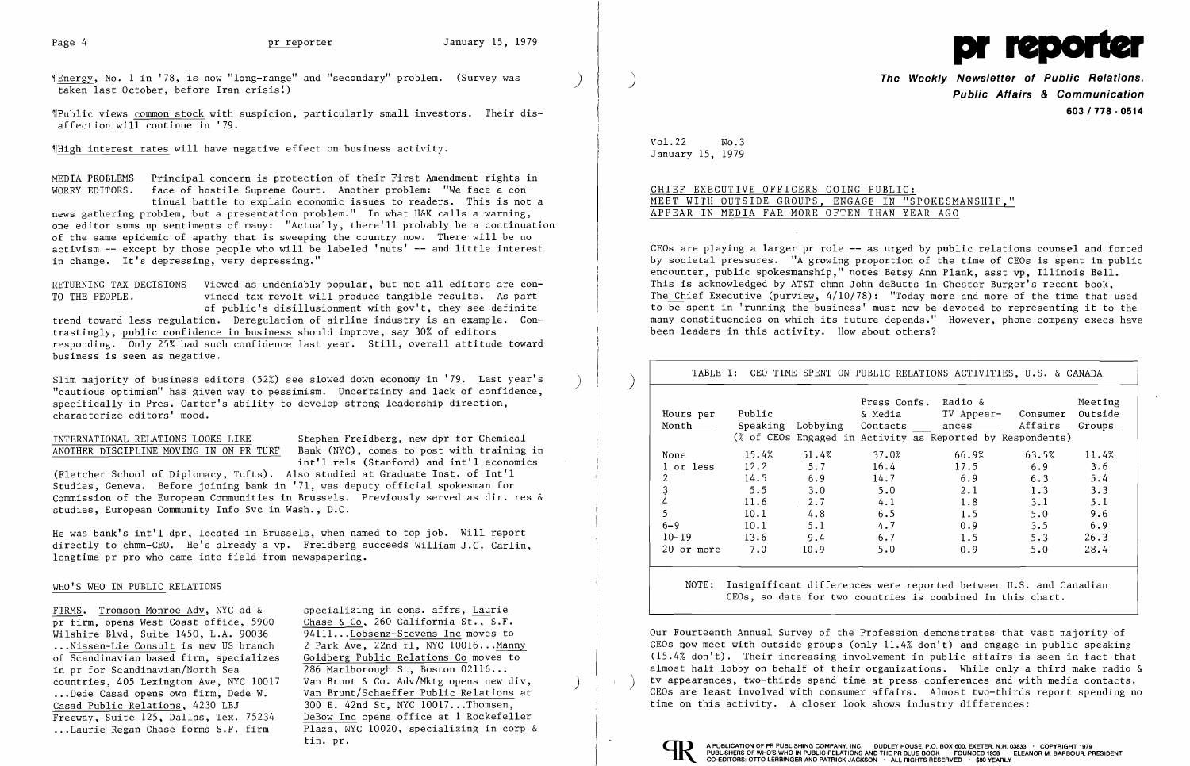¶Energy, No. 1 in '78, is now "long-range" and "secondary" problem. (Survey was taken last October, before Iran crisis!)

¶Public views common stock with suspicion, particularly small investors. Their disaffection will continue in '79.

¶High interest rates will have negative effect on business activity.

MEDIA PROBLEMS WORRY EDITORS. Principal concern is protection of their First Amendment rights in face of hostile Supreme Court. Another problem: "We face a continual battle to explain economic issues to readers. This is not a news gathering problem, but a presentation problem." In what H&K calls a warning, one editor sums up sentiments of many: "Actually, there'll probably be a continuation of the same epidemic of apathy that is sweeping the country now. There will be no activism -- except by those people who will be labeled 'nuts' -- and little interest in change. It's depressing, very depressing."

RETURNING TAX DECISIONS TO THE PEOPLE. Viewed as undeniably popular, but not all editors are convinced tax revolt will produce tangible results. As part of public's disillusionment with gov't, they see definite trend toward less regulation. Deregulation of airline industry is an example. Contrastingly, public confidence in business should improve, say 30% of editors responding. Only 25% had such confidence last year. Still, overall attitude toward business is seen as negative.

Slim majority of business editors (52%) see slowed down economy in '79. Last year's "cautious optimism" has given way to pessimism. Uncertainty and lack of confidence, specifically in Pres. Carter's ability to develop strong leadership direction, characterize editors' mood.

INTERNATIONAL RELATIONS LOOKS LIKE ANOTHER DISCIPLINE MOVING IN ON PR TURF. Stephen Freidberg, new dpr for Chemical Bank (NYC), comes to post with training in int'l rels (Stanford) and int'l economics (Fletcher School of Diplomacy, Tufts). Also studied at Graduate Inst. of Int'l Studies, Geneva. Before joining bank in '71, was deputy official spokesman for Commission of the European Communities in Brussels. Previously served as dir. res & studies, European Community Info Svc in Wash., D.C.

He was bank's int'l dpr, located in Brussels, when named to top job. Will report directly to chmn-CEO. He's already a vp. Freidberg succeeds William J.C. Carlin, longtime pr pro who came into field from newspapering.

## WHO'S WHO IN PUBLIC RELATIONS

FIRMS. Tromson Monroe Adv, NYC ad & pr firm, opens West Coast office, 5900 Wilshire Blvd, Suite 1450, L.A. 90036 ...Nissen-Lie Consult is new US branch of Scandinavian based firm, specializes in pr for Scandinavian/North Sea countries, 405 Lexington Ave, NYC 10017 ...Dede Casad opens own firm, Dede W. Casad Public Relations, 4230 LBJ Freeway, Suite 125, Dallas, Tex. 75234 ...Laurie Regan Chase forms S.F. firm specializing in cons. affrs, Laurie Chase & Co, 260 California St., S.F. 94111...Lobsenz-Stevens Inc moves to 2 Park Ave, 22nd fl, NYC 10016...Manny Goldberg Public Relations Co moves to 286 Marlborough St, Boston 02116... Van Brunt & Co. Adv/Mktg opens new div, Van Brunt/Schaeffer Public Relations at 300 E. 42nd St, NYC 10017...Thomsen, DeBow Inc opens office at 1 Rockefeller Plaza, NYC 10020, specializing in corp & fin. pr.

# pr reporter

**The Weekly Newsletter of Public Relations, Public Affairs & Communication**

**603 / 778 - 0514**

Vol.22 No.3
January 15, 1979

## CHIEF EXECUTIVE OFFICERS GOING PUBLIC: MEET WITH OUTSIDE GROUPS, ENGAGE IN "SPOKESMANSHIP," APPEAR IN MEDIA FAR MORE OFTEN THAN YEAR AGO

CEOs are playing a larger pr role -- as urged by public relations counsel and forced by societal pressures. "A growing proportion of the time of CEOs is spent in public encounter, public spokesmanship," notes Betsy Ann Plank, asst vp, Illinois Bell. This is acknowledged by AT&T chmn John deButts in Chester Burger's recent book, The Chief Executive (purview, 4/10/78): "Today more and more of the time that used to be spent in 'running the business' must now be devoted to representing it to the many constituencies on which its future depends." However, phone company execs have been leaders in this activity. How about others?

TABLE I: CEO TIME SPENT ON PUBLIC RELATIONS ACTIVITIES, U.S. & CANADA

| Hours per Month | Public Speaking | Lobbying | Press Confs. & Media Contacts | Radio & TV Appearances | Consumer Affairs | Meeting Outside Groups |
|---|---|---|---|---|---|---|
| | (% of CEOs Engaged in Activity as Reported by Respondents) | | | | | |
| None | 15.4% | 51.4% | 37.0% | 66.9% | 63.5% | 11.4% |
| 1 or less | 12.2 | 5.7 | 16.4 | 17.5 | 6.9 | 3.6 |
| 2 | 14.5 | 6.9 | 14.7 | 6.9 | 6.3 | 5.4 |
| 3 | 5.5 | 3.0 | 5.0 | 2.1 | 1.3 | 3.3 |
| 4 | 11.6 | 2.7 | 4.1 | 1.8 | 3.1 | 5.1 |
| 5 | 10.1 | 4.8 | 6.5 | 1.5 | 5.0 | 9.6 |
| 6-9 | 10.1 | 5.1 | 4.7 | 0.9 | 3.5 | 6.9 |
| 10-19 | 13.6 | 9.4 | 6.7 | 1.5 | 5.3 | 26.3 |
| 20 or more | 7.0 | 10.9 | 5.0 | 0.9 | 5.0 | 28.4 |

NOTE: Insignificant differences were reported between U.S. and Canadian CEOs, so data for two countries is combined in this chart.

Our Fourteenth Annual Survey of the Profession demonstrates that vast majority of CEOs now meet with outside groups (only 11.4% don't) and engage in public speaking (15.4% don't). Their increasing involvement in public affairs is seen in fact that almost half lobby on behalf of their organizations. While only a third make radio & tv appearances, two-thirds spend time at press conferences and with media contacts. CEOs are least involved with consumer affairs. Almost two-thirds report spending no time on this activity. A closer look shows industry differences:

A PUBLICATION OF PR PUBLISHING COMPANY, INC. DUDLEY HOUSE, P.O. BOX 600, EXETER, N.H. 03833 · COPYRIGHT 1979 PUBLISHERS OF WHO'S WHO IN PUBLIC RELATIONS AND THE PR BLUE BOOK · FOUNDED 1958 · ELEANOR M. BARBOUR, PRESIDENT CO-EDITORS: OTTO LERBINGER AND PATRICK JACKSON · ALL RIGHTS RESERVED · $80 YEARLY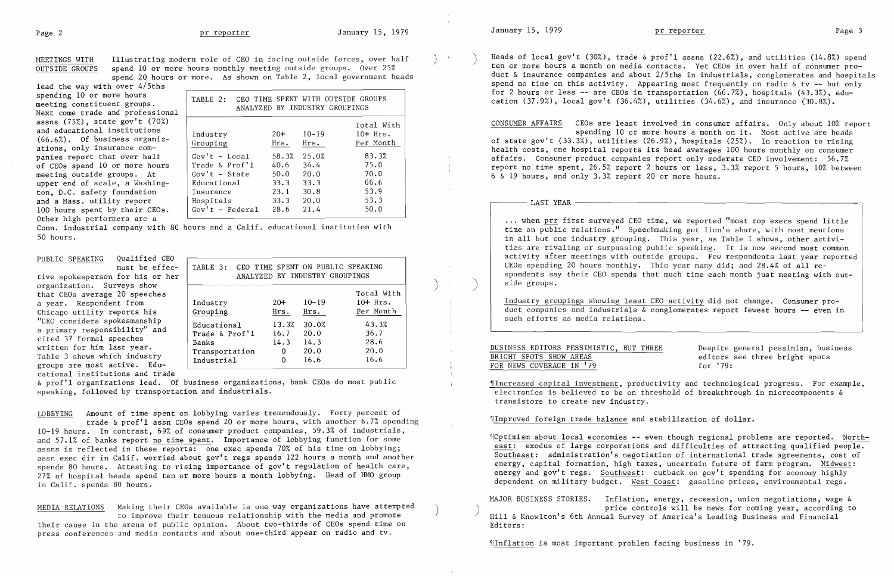MEETINGS WITH OUTSIDE GROUPS Illustrating modern role of CEO in facing outside forces, over half spend 10 or more hours monthly meeting outside groups. Over 25% spend 20 hours or more. As shown on Table 2, local government heads lead the way with over 4/5ths spending 10 or more hours meeting constituent groups. Next come trade and professional assns (75%), state gov't (70%) and educational institutions (66.6%). Of business organizations, only insurance companies report that over half of CEOs spend 10 or more hours meeting outside groups. At upper end of scale, a Washington, D.C. safety foundation and a Mass. utility report 100 hours spent by their CEOs. Other high performers are a Conn. industrial company with 80 hours and a Calif. educational institution with 50 hours.

TABLE 2: CEO TIME SPENT WITH OUTSIDE GROUPS ANALYZED BY INDUSTRY GROUPINGS

| Industry Grouping | 20+ Hrs. | 10-19 Hrs. | Total With 10+ Hrs. Per Month |
|---|---|---|---|
| Gov't - Local | 58.3% | 25.0% | 83.3% |
| Trade & Prof'l | 40.6 | 34.4 | 75.0 |
| Gov't - State | 50.0 | 20.0 | 70.0 |
| Educational | 33.3 | 33.3 | 66.6 |
| Insurance | 23.1 | 30.8 | 53.9 |
| Hospitals | 33.3 | 20.0 | 53.3 |
| Gov't - Federal | 28.6 | 21.4 | 50.0 |

PUBLIC SPEAKING Qualified CEO must be effective spokesperson for his or her organization. Surveys show that CEOs average 20 speeches a year. Respondent from Chicago utility reports his "CEO considers spokesmanship a primary responsibility" and cited 37 formal speeches written for him last year. Table 3 shows which industry groups are most active. Educational institutions and trade & prof'l organizations lead. Of business organizations, bank CEOs do most public speaking, followed by transportation and industrials.

TABLE 3: CEO TIME SPENT ON PUBLIC SPEAKING ANALYZED BY INDUSTRY GROUPINGS

| Industry Grouping | 20+ Hrs. | 10-19 Hrs. | Total With 10+ Hrs. Per Month |
|---|---|---|---|
| Educational | 13.3% | 30.0% | 43.3% |
| Trade & Prof'l | 16.7 | 20.0 | 36.7 |
| Banks | 14.3 | 14.3 | 28.6 |
| Transportation | 0 | 20.0 | 20.0 |
| Industrial | 0 | 16.6 | 16.6 |

LOBBYING Amount of time spent on lobbying varies tremendously. Forty percent of trade & prof'l assn CEOs spend 20 or more hours, with another 6.7% spending 10-19 hours. In contrast, 69% of consumer product companies, 59.3% of industrials, and 57.1% of banks report no time spent. Importance of lobbying function for some assns is reflected in these reports: one exec spends 70% of his time on lobbying; assn exec dir in Calif. worried about gov't regs spends 122 hours a month and another spends 80 hours. Attesting to rising importance of gov't regulation of health care, 27% of hospital heads spend ten or more hours a month lobbying. Head of HMO group in Calif. spends 80 hours.

MEDIA RELATIONS Making their CEOs available is one way organizations have attempted to improve their tenuous relationship with the media and promote their cause in the arena of public opinion. About two-thirds of CEOs spend time on press conferences and media contacts and about one-third appear on radio and tv.

Heads of local gov't (30%), trade & prof'l assns (22.6%), and utilities (14.8%) spend ten or more hours a month on media contacts. Yet CEOs in over half of consumer product & insurance companies and about 2/5ths in industrials, conglomerates and hospitals spend no time on this activity. Appearing most frequently on radio & tv -- but only for 2 hours or less -- are CEOs in transportation (66.7%), hospitals (43.3%), education (37.9%), local gov't (36.4%), utilities (34.6%), and insurance (30.8%).

CONSUMER AFFAIRS CEOs are least involved in consumer affairs. Only about 10% report spending 10 or more hours a month on it. Most active are heads of state gov't (33.3%), utilities (26.9%), hospitals (25%). In reaction to rising health costs, one hospital reports its head averages 100 hours monthly on consumer affairs. Consumer product companies report only moderate CEO involvement: 56.7% report no time spent, 26.5% report 2 hours or less, 3.3% report 5 hours, 10% between 6 & 19 hours, and only 3.3% report 20 or more hours.

LAST YEAR

... when prr first surveyed CEO time, we reported "most top execs spend little time on public relations." Speechmaking got lion's share, with most mentions in all but one industry grouping. This year, as Table I shows, other activities are rivaling or surpassing public speaking. It is now second most common activity after meetings with outside groups. Few respondents last year reported CEOs spending 20 hours monthly. This year many did; and 28.4% of all respondents say their CEO spends that much time each month just meeting with outside groups.

Industry groupings showing least CEO activity did not change. Consumer product companies and industrials & conglomerates report fewest hours -- even in such efforts as media relations.

## BUSINESS EDITORS PESSIMISTIC, BUT THREE BRIGHT SPOTS SHOW AREAS FOR NEWS COVERAGE IN '79

Despite general pessimism, business editors see three bright spots for '79:

¶Increased capital investment, productivity and technological progress. For example, electronics is believed to be on threshold of breakthrough in microcomponents & transistors to create new industry.

¶Improved foreign trade balance and stabilization of dollar.

¶Optimism about local economies -- even though regional problems are reported. Northeast: exodus of large corporations and difficulties of attracting qualified people. Southeast: administration's negotiation of international trade agreements, cost of energy, capital formation, high taxes, uncertain future of farm program. Midwest: energy and gov't regs. Southwest: cutback on gov't spending for economy highly dependent on military budget. West Coast: gasoline prices, environmental regs.

MAJOR BUSINESS STORIES. Inflation, energy, recession, union negotiations, wage & price controls will be news for coming year, according to Hill & Knowlton's 6th Annual Survey of America's Leading Business and Financial Editors:

¶Inflation is most important problem facing business in '79.